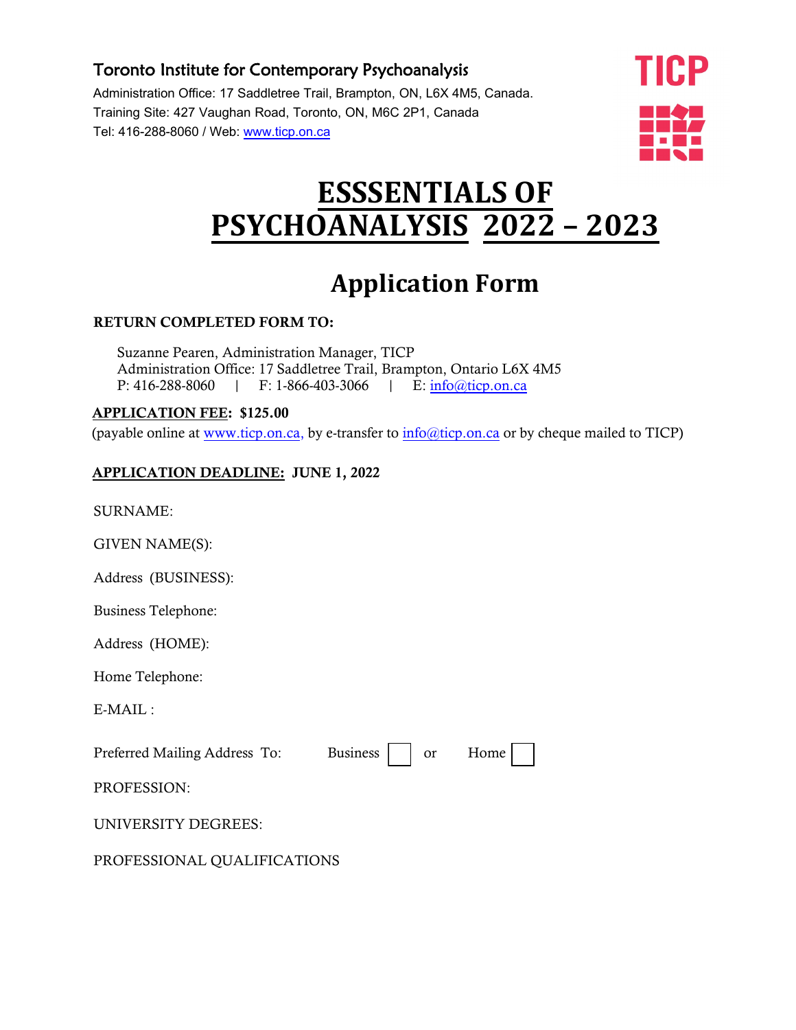Toronto Institute for Contemporary Psychoanalysis

Administration Office: 17 Saddletree Trail, Brampton, ON, L6X 4M5, Canada.
Training Site: 427 Vaughan Road, Toronto, ON, M6C 2P1, Canada
Tel: 416-288-8060 / Web: www.ticp.on.ca

TICP

# ESSSENTIALS OF PSYCHOANALYSIS 2022 – 2023

## Application Form

**RETURN COMPLETED FORM TO:**

Suzanne Pearen, Administration Manager, TICP
Administration Office: 17 Saddletree Trail, Brampton, Ontario L6X 4M5
P: 416-288-8060 | F: 1-866-403-3066 | E: info@ticp.on.ca

**APPLICATION FEE: $125.00**
(payable online at www.ticp.on.ca, by e-transfer to info@ticp.on.ca or by cheque mailed to TICP)

**APPLICATION DEADLINE: JUNE 1, 2022**

SURNAME:

GIVEN NAME(S):

Address (BUSINESS):

Business Telephone:

Address (HOME):

Home Telephone:

E-MAIL :

Preferred Mailing Address To: Business ☐ or Home ☐

PROFESSION:

UNIVERSITY DEGREES:

PROFESSIONAL QUALIFICATIONS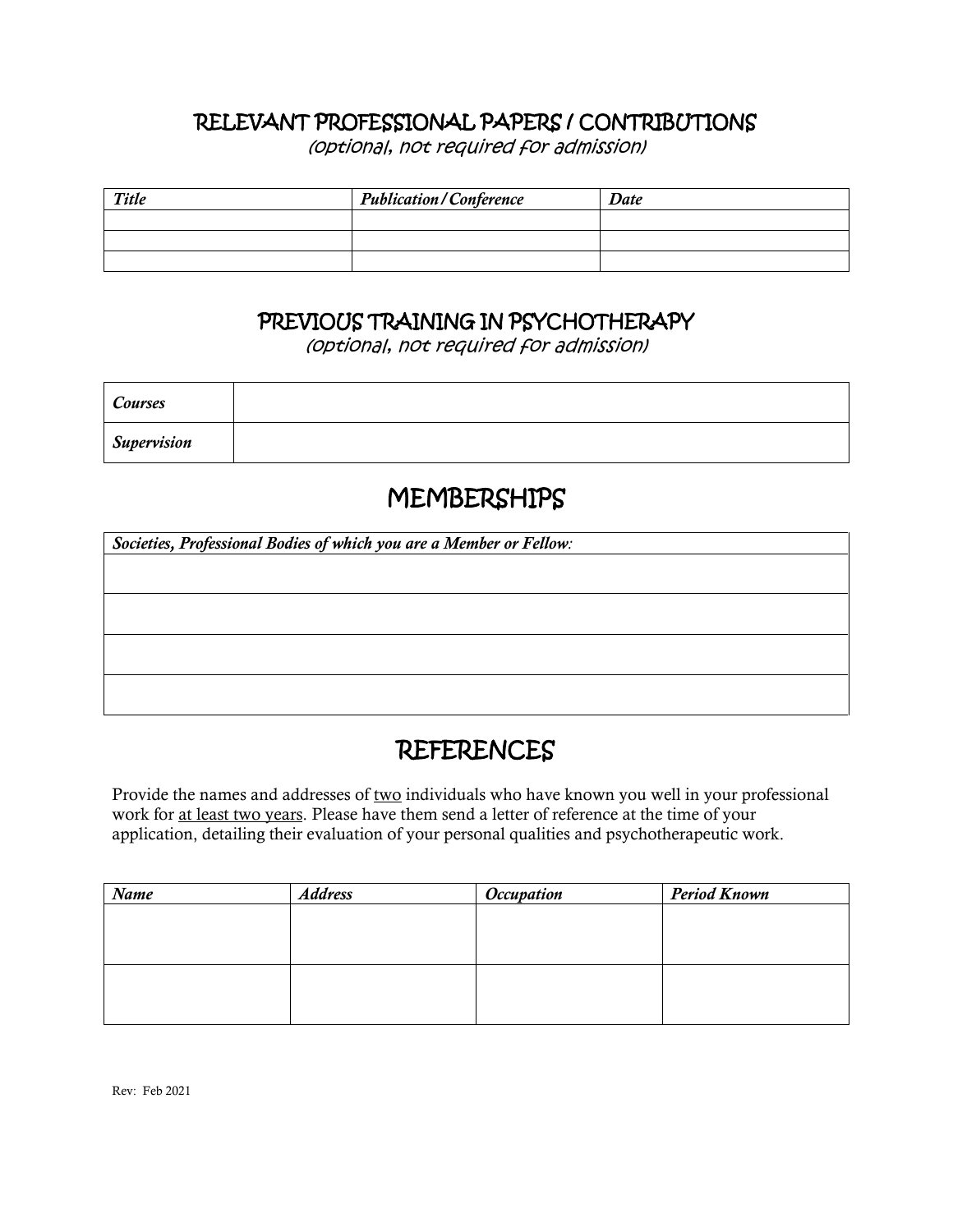## RELEVANT PROFESSIONAL PAPERS / CONTRIBUTIONS

*(optional, not required for admission)*

| *Title* | *Publication / Conference* | *Date* |
|---|---|---|
| | | |
| | | |
| | | |

## PREVIOUS TRAINING IN PSYCHOTHERAPY

*(optional, not required for admission)*

| | |
|---|---|
| ***Courses*** | |
| ***Supervision*** | |

# MEMBERSHIPS

| ***Societies, Professional Bodies of which you are a Member or Fellow:*** |
|---|
| |
| |
| |
| |

# REFERENCES

Provide the names and addresses of two individuals who have known you well in your professional work for at least two years. Please have them send a letter of reference at the time of your application, detailing their evaluation of your personal qualities and psychotherapeutic work.

| *Name* | *Address* | *Occupation* | *Period Known* |
|---|---|---|---|
| | | | |
| | | | |

Rev: Feb 2021